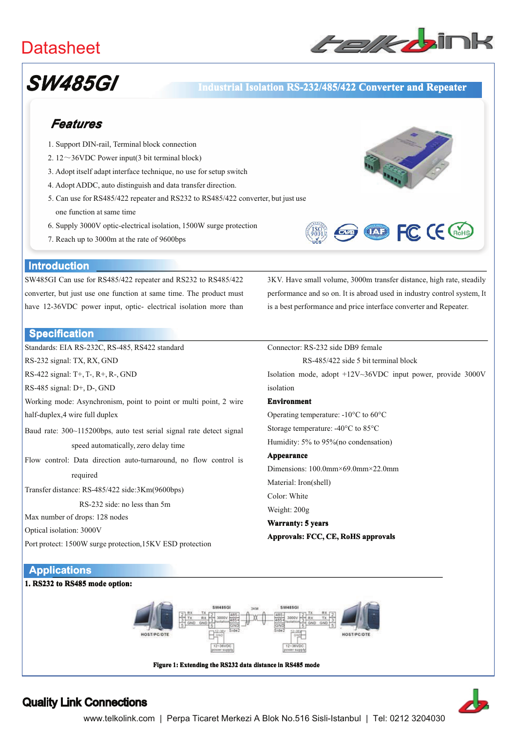# Datasheet

# SW485GI

**Industrial Isolation RS-232/485/422 Converter and Repeater**

## Features

1. Support DIN-rail, Terminal block connection
2. 12～36VDC Power input(3 bit terminal block)
3. Adopt itself adapt interface technique, no use for setup switch
4. Adopt ADDC, auto distinguish and data transfer direction.
5. Can use for RS485/422 repeater and RS232 to RS485/422 converter, but just use one function at same time
6. Supply 3000V optic-electrical isolation, 1500W surge protection
7. Reach up to 3000m at the rate of 9600bps

## Introduction

SW485GI Can use for RS485/422 repeater and RS232 to RS485/422 converter, but just use one function at same time. The product must have 12-36VDC power input, optic- electrical isolation more than 3KV. Have small volume, 3000m transfer distance, high rate, steadily performance and so on. It is abroad used in industry control system, It is a best performance and price interface converter and Repeater.

## Specification

Standards: EIA RS-232C, RS-485, RS422 standard

RS-232 signal: TX, RX, GND

RS-422 signal: T+, T-, R+, R-, GND

RS-485 signal: D+, D-, GND

Working mode: Asynchronism, point to point or multi point, 2 wire half-duplex,4 wire full duplex

Baud rate: 300~115200bps, auto test serial signal rate detect signal speed automatically, zero delay time

Flow control: Data direction auto-turnaround, no flow control is required

Transfer distance: RS-485/422 side:3Km(9600bps)
RS-232 side: no less than 5m

Max number of drops: 128 nodes

Optical isolation: 3000V

Port protect: 1500W surge protection,15KV ESD protection

Connector: RS-232 side DB9 female
RS-485/422 side 5 bit terminal block

Isolation mode, adopt +12V~36VDC input power, provide 3000V isolation

**Environment**

Operating temperature: -10°C to 60°C

Storage temperature: -40°C to 85°C

Humidity: 5% to 95%(no condensation)

**Appearance**

Dimensions: 100.0mm×69.0mm×22.0mm

Material: Iron(shell)

Color: White

Weight: 200g

**Warranty: 5 years**

**Approvals: FCC, CE, RoHS approvals**

## Applications

**1. RS232 to RS485 mode option:**

**Figure 1: Extending the RS232 data distance in RS485 mode**

**Quality Link Connections**

www.telkolink.com | Perpa Ticaret Merkezi A Blok No.516 Sisli-Istanbul | Tel: 0212 3204030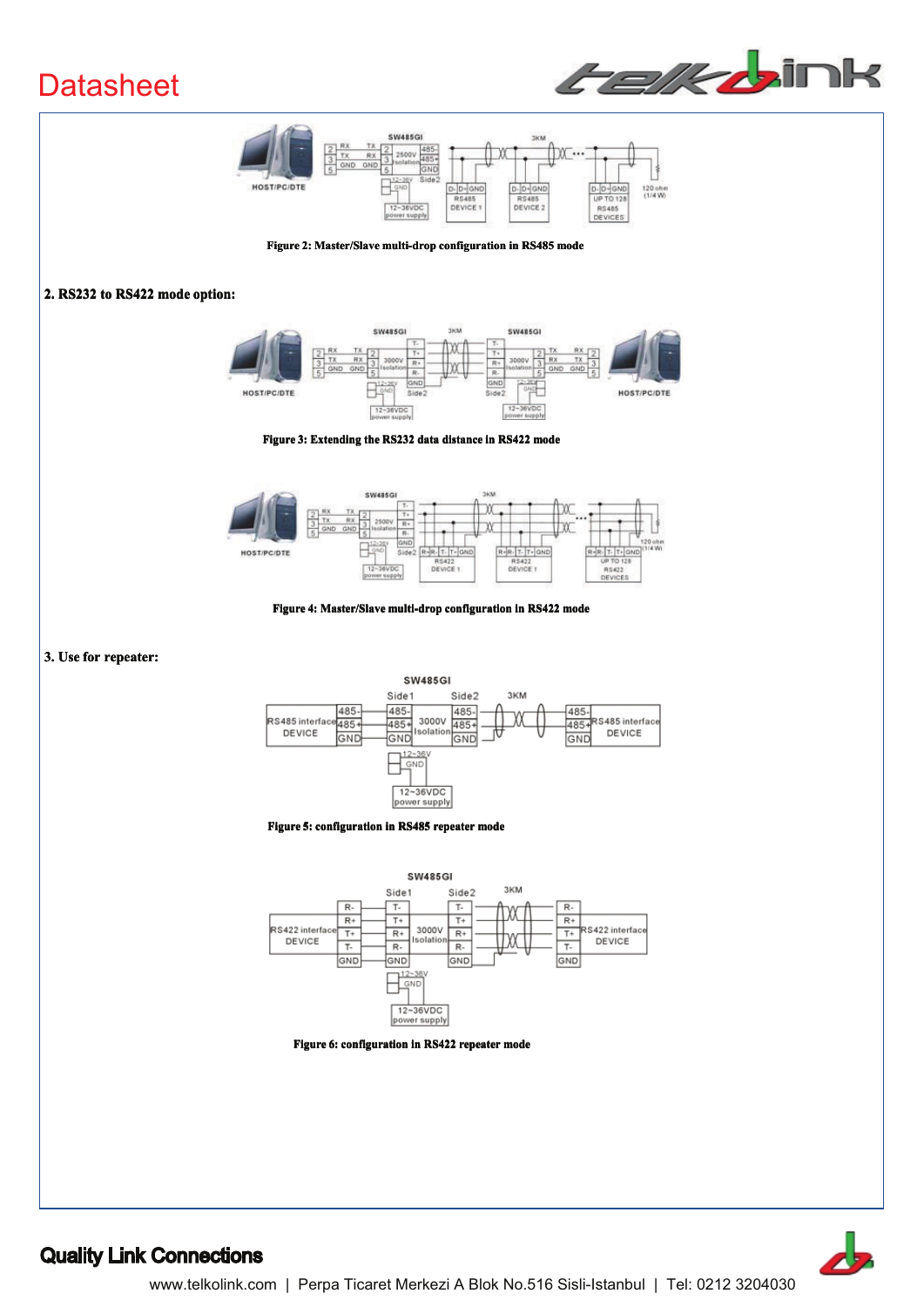Figure 2: Master/Slave multi-drop configuration in RS485 mode

**2. RS232 to RS422 mode option:**

Figure 3: Extending the RS232 data distance in RS422 mode

Figure 4: Master/Slave multi-drop configuration in RS422 mode

**3. Use for repeater:**

Figure 5: configuration in RS485 repeater mode

Figure 6: configuration in RS422 repeater mode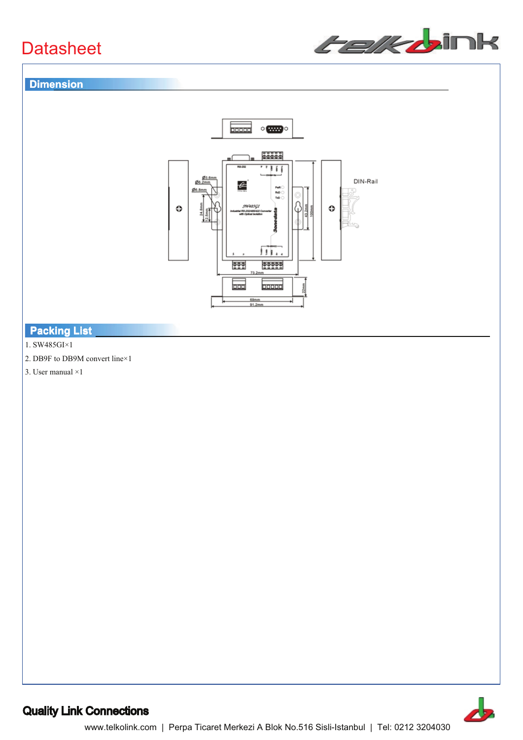# Datasheet

## Dimension

DIN-Rail

Ø3.6mm
Ø6.2mm
Ø6.8mm
24.5mm
12.5mm
43.2mm
100mm
73.2mm
22mm
69mm
91.2mm

## Packing List

1. SW485GI×1
2. DB9F to DB9M convert line×1
3. User manual ×1

**Quality Link Connections**

www.telkolink.com | Perpa Ticaret Merkezi A Blok No.516 Sisli-Istanbul | Tel: 0212 3204030